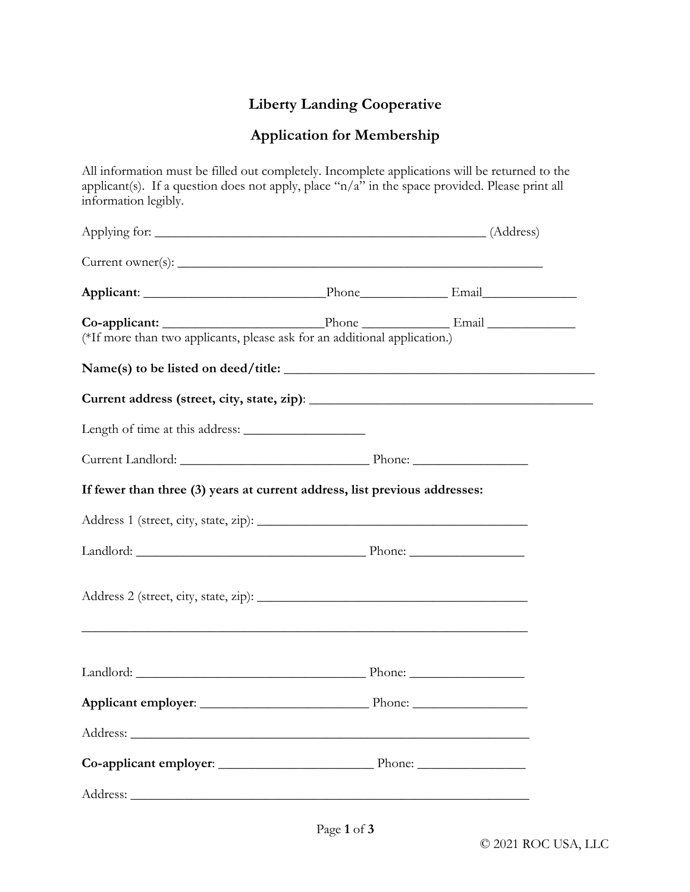# Liberty Landing Cooperative

## Application for Membership

All information must be filled out completely. Incomplete applications will be returned to the applicant(s). If a question does not apply, place "n/a" in the space provided. Please print all information legibly.

Applying for: _______________________________________________ (Address)

Current owner(s): ____________________________________________________

**Applicant**: ________________________Phone____________ Email_____________

**Co-applicant:** ______________________Phone ____________ Email ____________
(*If more than two applicants, please ask for an additional application.)

**Name(s) to be listed on deed/title:** __________________________________________

**Current address (street, city, state, zip)**: _____________________________________

Length of time at this address: _________________

Current Landlord: __________________________ Phone: ________________

**If fewer than three (3) years at current address, list previous addresses:**

Address 1 (street, city, state, zip): ______________________________________

Landlord: _________________________________ Phone: ________________

Address 2 (street, city, state, zip): ______________________________________

_____________________________________________________________

Landlord: _________________________________ Phone: ________________

**Applicant employer**: ________________________ Phone: ________________

Address: ___________________________________________________________

**Co-applicant employer**: ______________________ Phone: ________________

Address: ___________________________________________________________

© 2021 ROC USA, LLC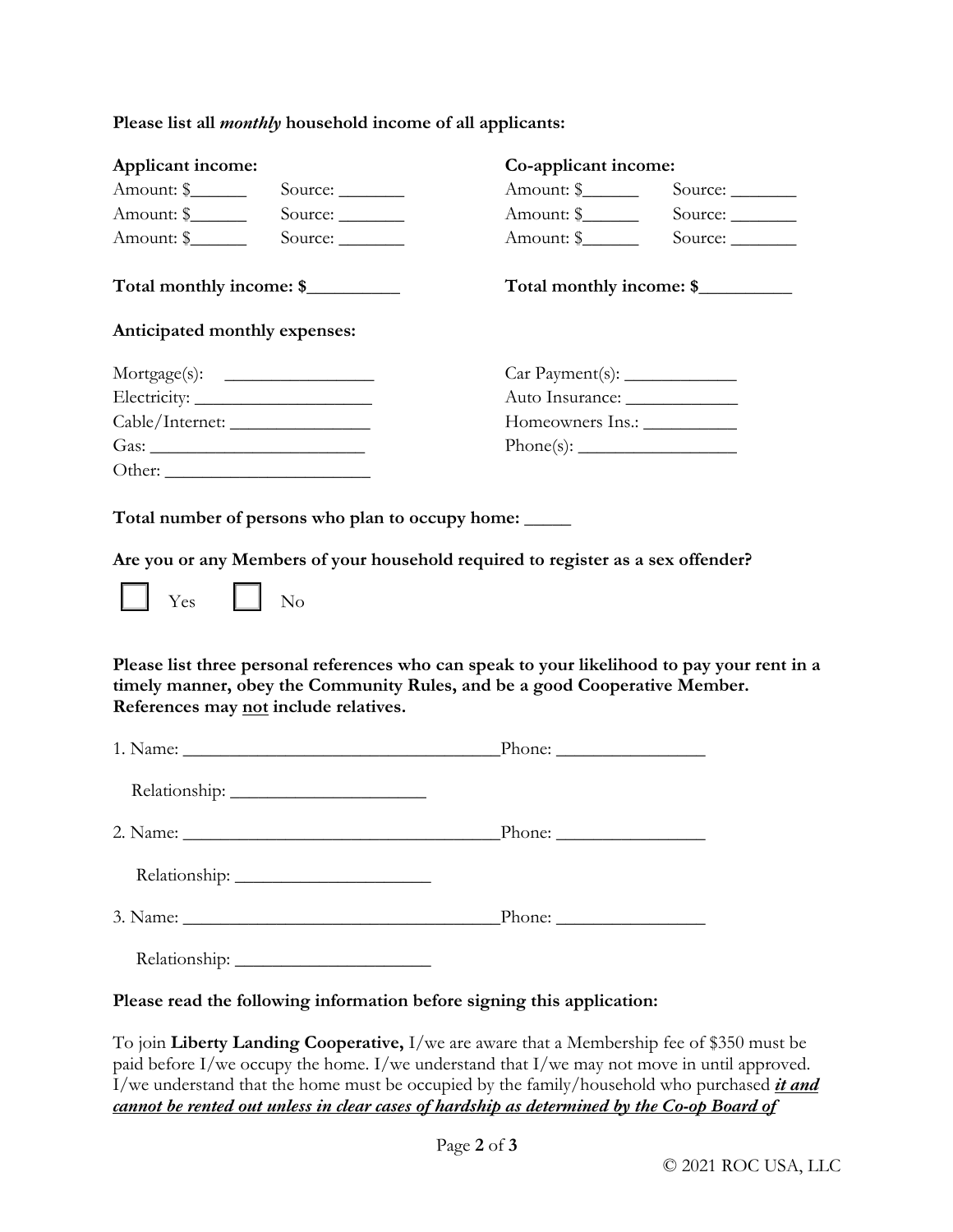**Please list all *monthly* household income of all applicants:**

**Applicant income:**

Amount: $______ Source: _______

Amount: $______ Source: _______

Amount: $______ Source: _______

**Total monthly income: $__________**

**Co-applicant income:**

Amount: $______ Source: _______

Amount: $______ Source: _______

Amount: $______ Source: _______

**Total monthly income: $__________**

**Anticipated monthly expenses:**

Mortgage(s): ________________

Electricity: ___________________

Cable/Internet: _______________

Gas: _______________________

Other: ______________________

Car Payment(s): ____________

Auto Insurance: ____________

Homeowners Ins.: __________

Phone(s): _________________

**Total number of persons who plan to occupy home: _____**

**Are you or any Members of your household required to register as a sex offender?**

☐ Yes ☐ No

**Please list three personal references who can speak to your likelihood to pay your rent in a timely manner, obey the Community Rules, and be a good Cooperative Member. References may not include relatives.**

1. Name: __________________________________ Phone: ________________

   Relationship: _____________________

2. Name: __________________________________ Phone: ________________

   Relationship: _____________________

3. Name: __________________________________ Phone: ________________

   Relationship: _____________________

**Please read the following information before signing this application:**

To join **Liberty Landing Cooperative,** I/we are aware that a Membership fee of $350 must be paid before I/we occupy the home. I/we understand that I/we may not move in until approved. I/we understand that the home must be occupied by the family/household who purchased ***it and cannot be rented out unless in clear cases of hardship as determined by the Co-op Board of***

© 2021 ROC USA, LLC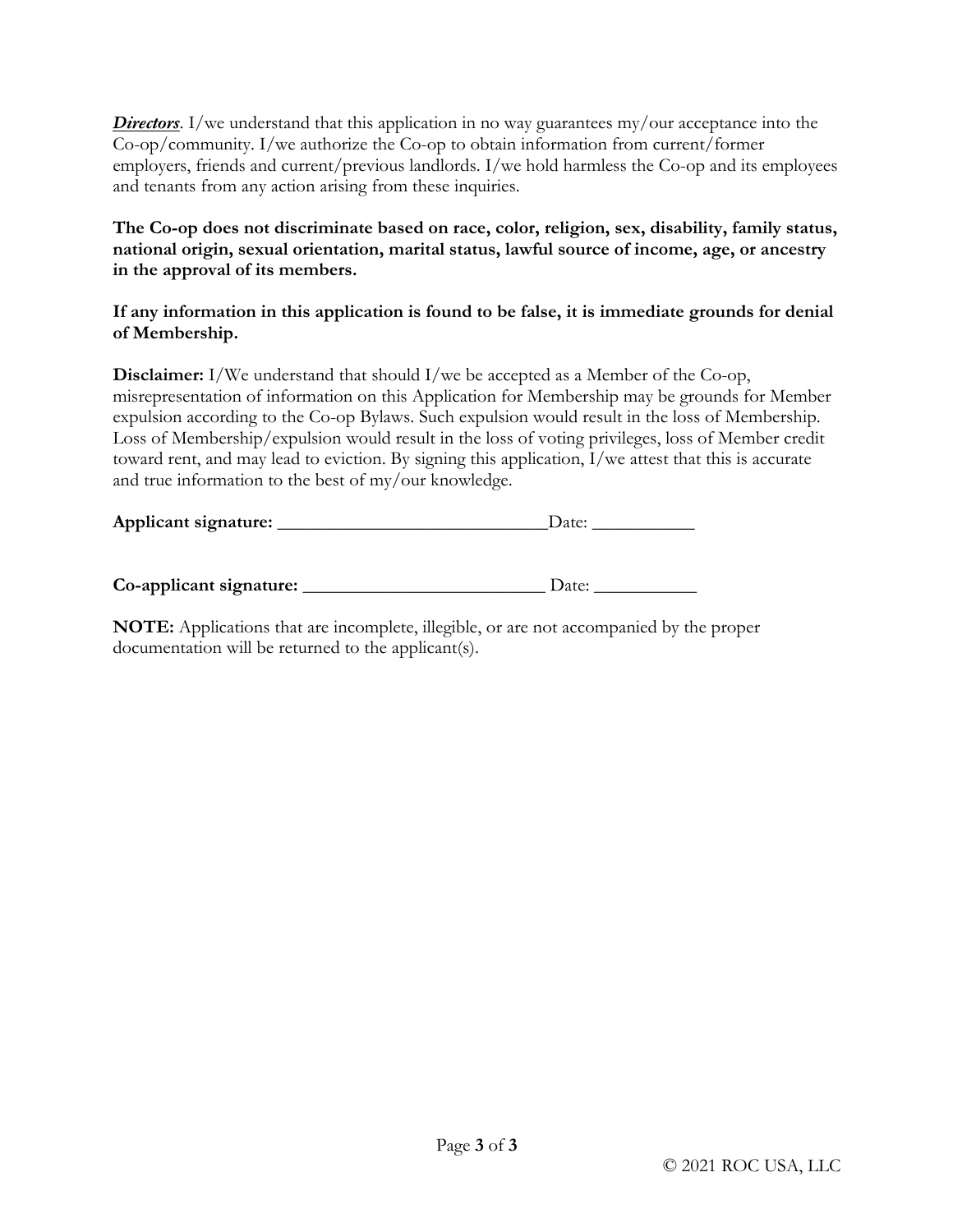***Directors***. I/we understand that this application in no way guarantees my/our acceptance into the Co-op/community. I/we authorize the Co-op to obtain information from current/former employers, friends and current/previous landlords. I/we hold harmless the Co-op and its employees and tenants from any action arising from these inquiries.

**The Co-op does not discriminate based on race, color, religion, sex, disability, family status, national origin, sexual orientation, marital status, lawful source of income, age, or ancestry in the approval of its members.**

**If any information in this application is found to be false, it is immediate grounds for denial of Membership.**

**Disclaimer:** I/We understand that should I/we be accepted as a Member of the Co-op, misrepresentation of information on this Application for Membership may be grounds for Member expulsion according to the Co-op Bylaws. Such expulsion would result in the loss of Membership. Loss of Membership/expulsion would result in the loss of voting privileges, loss of Member credit toward rent, and may lead to eviction. By signing this application, I/we attest that this is accurate and true information to the best of my/our knowledge.

**Applicant signature:** _____________________________Date: ___________

**Co-applicant signature:** __________________________ Date: ___________

**NOTE:** Applications that are incomplete, illegible, or are not accompanied by the proper documentation will be returned to the applicant(s).

© 2021 ROC USA, LLC